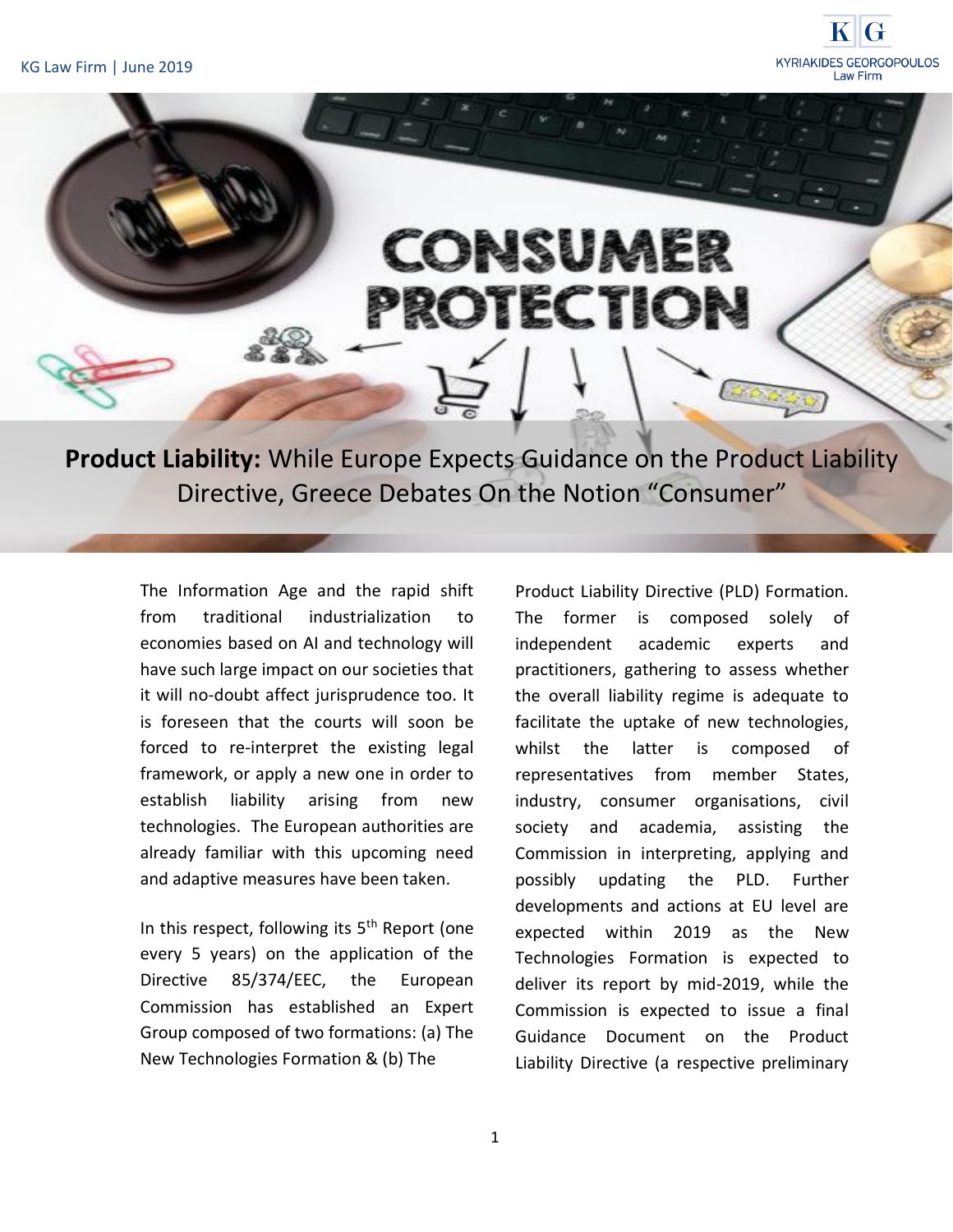# **Product Liability:** While Europe Expects Guidance on the Product Liability Directive, Greece Debates On the Notion "Consumer"

The Information Age and the rapid shift from traditional industrialization to economies based on AI and technology will have such large impact on our societies that it will no-doubt affect jurisprudence too. It is foreseen that the courts will soon be forced to re-interpret the existing legal framework, or apply a new one in order to establish liability arising from new technologies. The European authorities are already familiar with this upcoming need and adaptive measures have been taken.

In this respect, following its 5th Report (one every 5 years) on the application of the Directive 85/374/EEC, the European Commission has established an Expert Group composed of two formations: (a) The New Technologies Formation & (b) The Product Liability Directive (PLD) Formation. The former is composed solely of independent academic experts and practitioners, gathering to assess whether the overall liability regime is adequate to facilitate the uptake of new technologies, whilst the latter is composed of representatives from member States, industry, consumer organisations, civil society and academia, assisting the Commission in interpreting, applying and possibly updating the PLD. Further developments and actions at EU level are expected within 2019 as the New Technologies Formation is expected to deliver its report by mid-2019, while the Commission is expected to issue a final Guidance Document on the Product Liability Directive (a respective preliminary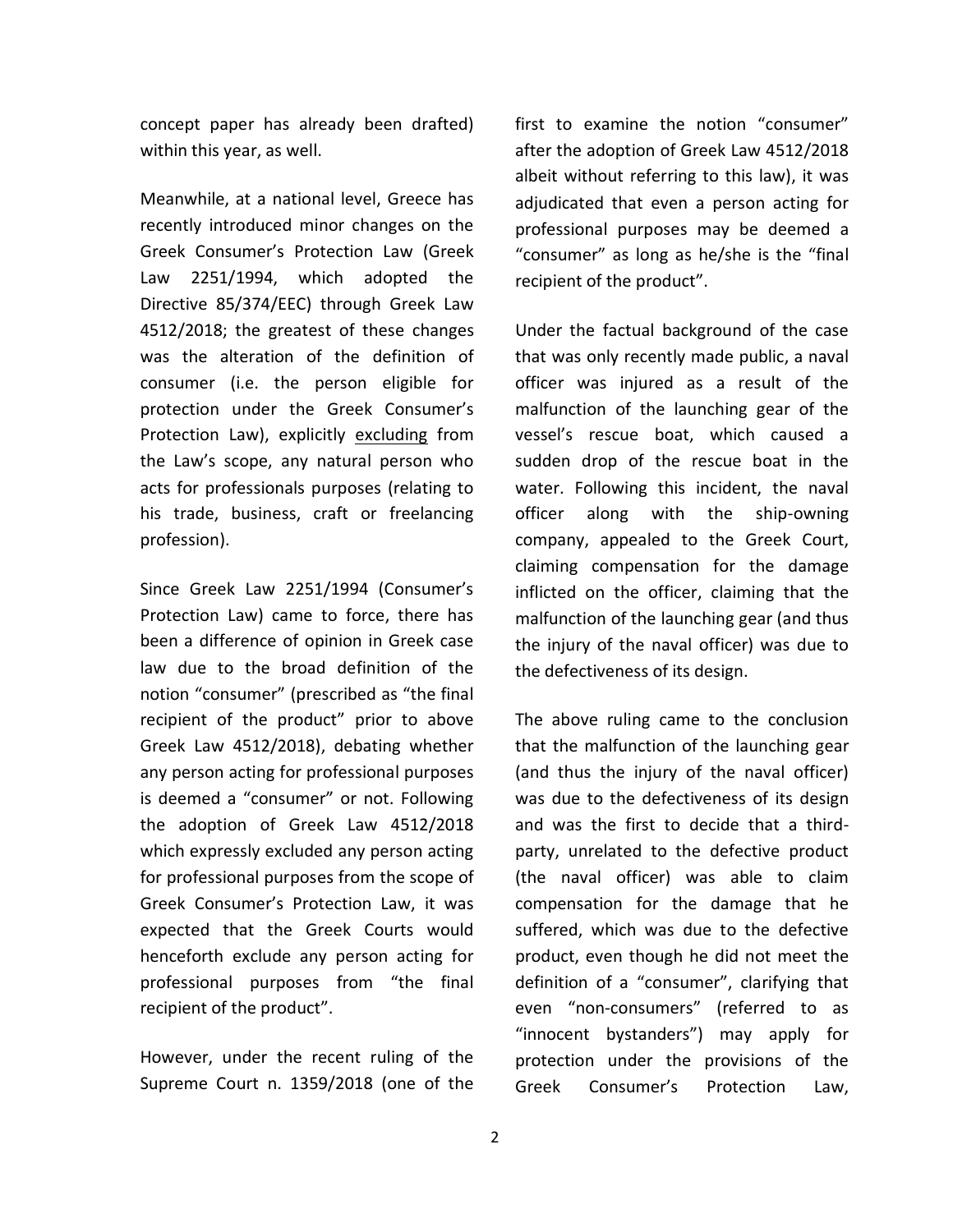concept paper has already been drafted) within this year, as well.

Meanwhile, at a national level, Greece has recently introduced minor changes on the Greek Consumer's Protection Law (Greek Law 2251/1994, which adopted the Directive 85/374/EEC) through Greek Law 4512/2018; the greatest of these changes was the alteration of the definition of consumer (i.e. the person eligible for protection under the Greek Consumer's Protection Law), explicitly <u>excluding</u> from the Law's scope, any natural person who acts for professionals purposes (relating to his trade, business, craft or freelancing profession).

Since Greek Law 2251/1994 (Consumer's Protection Law) came to force, there has been a difference of opinion in Greek case law due to the broad definition of the notion "consumer" (prescribed as "the final recipient of the product" prior to above Greek Law 4512/2018), debating whether any person acting for professional purposes is deemed a "consumer" or not. Following the adoption of Greek Law 4512/2018 which expressly excluded any person acting for professional purposes from the scope of Greek Consumer's Protection Law, it was expected that the Greek Courts would henceforth exclude any person acting for professional purposes from "the final recipient of the product".

However, under the recent ruling of the Supreme Court n. 1359/2018 (one of the first to examine the notion "consumer" after the adoption of Greek Law 4512/2018 albeit without referring to this law), it was adjudicated that even a person acting for professional purposes may be deemed a "consumer" as long as he/she is the "final recipient of the product".

Under the factual background of the case that was only recently made public, a naval officer was injured as a result of the malfunction of the launching gear of the vessel's rescue boat, which caused a sudden drop of the rescue boat in the water. Following this incident, the naval officer along with the ship-owning company, appealed to the Greek Court, claiming compensation for the damage inflicted on the officer, claiming that the malfunction of the launching gear (and thus the injury of the naval officer) was due to the defectiveness of its design.

The above ruling came to the conclusion that the malfunction of the launching gear (and thus the injury of the naval officer) was due to the defectiveness of its design and was the first to decide that a third-party, unrelated to the defective product (the naval officer) was able to claim compensation for the damage that he suffered, which was due to the defective product, even though he did not meet the definition of a "consumer", clarifying that even "non-consumers" (referred to as "innocent bystanders") may apply for protection under the provisions of the Greek Consumer's Protection Law,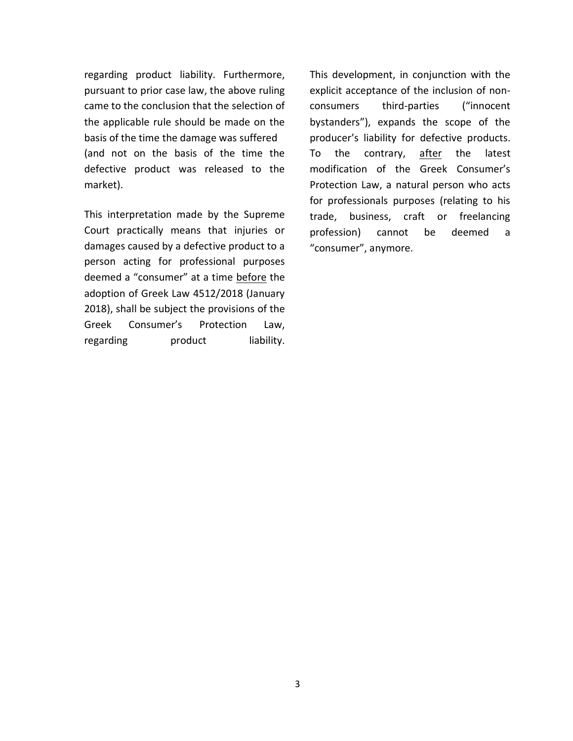regarding product liability. Furthermore, pursuant to prior case law, the above ruling came to the conclusion that the selection of the applicable rule should be made on the basis of the time the damage was suffered (and not on the basis of the time the defective product was released to the market).

This interpretation made by the Supreme Court practically means that injuries or damages caused by a defective product to a person acting for professional purposes deemed a "consumer" at a time before the adoption of Greek Law 4512/2018 (January 2018), shall be subject the provisions of the Greek Consumer's Protection Law, regarding product liability. This development, in conjunction with the explicit acceptance of the inclusion of non-consumers third-parties ("innocent bystanders"), expands the scope of the producer's liability for defective products. To the contrary, after the latest modification of the Greek Consumer's Protection Law, a natural person who acts for professionals purposes (relating to his trade, business, craft or freelancing profession) cannot be deemed a "consumer", anymore.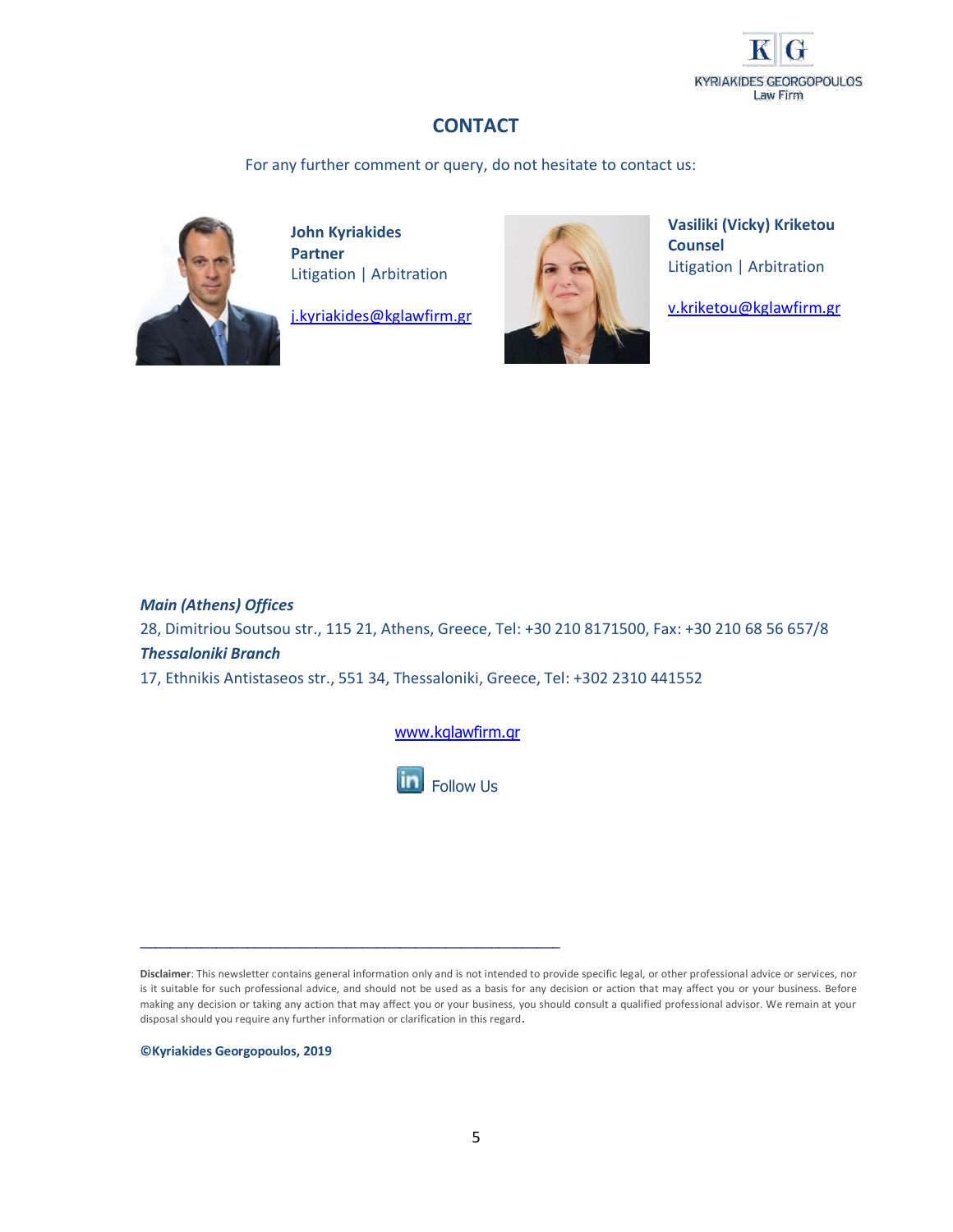## CONTACT

For any further comment or query, do not hesitate to contact us:

**John Kyriakides**
**Partner**
Litigation | Arbitration

j.kyriakides@kglawfirm.gr

**Vasiliki (Vicky) Kriketou**
**Counsel**
Litigation | Arbitration

v.kriketou@kglawfirm.gr

***Main (Athens) Offices***
28, Dimitriou Soutsou str., 115 21, Athens, Greece, Tel: +30 210 8171500, Fax: +30 210 68 56 657/8
***Thessaloniki Branch***
17, Ethnikis Antistaseos str., 551 34, Thessaloniki, Greece, Tel: +302 2310 441552

www.kglawfirm.gr

Follow Us

---

**Disclaimer**: This newsletter contains general information only and is not intended to provide specific legal, or other professional advice or services, nor is it suitable for such professional advice, and should not be used as a basis for any decision or action that may affect you or your business. Before making any decision or taking any action that may affect you or your business, you should consult a qualified professional advisor. We remain at your disposal should you require any further information or clarification in this regard.

**©Kyriakides Georgopoulos, 2019**